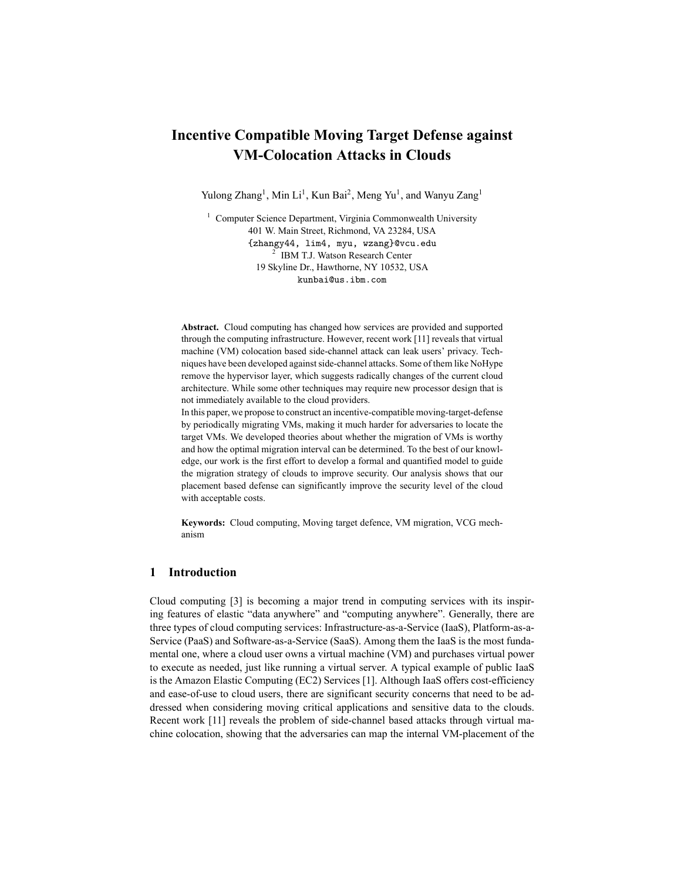# Incentive Compatible Moving Target Defense against VM-Colocation Attacks in Clouds

Yulong Zhang[1], Min Li[1], Kun Bai[2], Meng Yu[1], and Wanyu Zang[1]

[1] Computer Science Department, Virginia Commonwealth University
401 W. Main Street, Richmond, VA 23284, USA
{zhangy44, lim4, myu, wzang}@vcu.edu
[2] IBM T.J. Watson Research Center
19 Skyline Dr., Hawthorne, NY 10532, USA
kunbai@us.ibm.com

**Abstract.** Cloud computing has changed how services are provided and supported through the computing infrastructure. However, recent work [11] reveals that virtual machine (VM) colocation based side-channel attack can leak users' privacy. Techniques have been developed against side-channel attacks. Some of them like NoHype remove the hypervisor layer, which suggests radically changes of the current cloud architecture. While some other techniques may require new processor design that is not immediately available to the cloud providers.

In this paper, we propose to construct an incentive-compatible moving-target-defense by periodically migrating VMs, making it much harder for adversaries to locate the target VMs. We developed theories about whether the migration of VMs is worthy and how the optimal migration interval can be determined. To the best of our knowledge, our work is the first effort to develop a formal and quantified model to guide the migration strategy of clouds to improve security. Our analysis shows that our placement based defense can significantly improve the security level of the cloud with acceptable costs.

**Keywords:** Cloud computing, Moving target defence, VM migration, VCG mechanism

## 1 Introduction

Cloud computing [3] is becoming a major trend in computing services with its inspiring features of elastic "data anywhere" and "computing anywhere". Generally, there are three types of cloud computing services: Infrastructure-as-a-Service (IaaS), Platform-as-a-Service (PaaS) and Software-as-a-Service (SaaS). Among them the IaaS is the most fundamental one, where a cloud user owns a virtual machine (VM) and purchases virtual power to execute as needed, just like running a virtual server. A typical example of public IaaS is the Amazon Elastic Computing (EC2) Services [1]. Although IaaS offers cost-efficiency and ease-of-use to cloud users, there are significant security concerns that need to be addressed when considering moving critical applications and sensitive data to the clouds. Recent work [11] reveals the problem of side-channel based attacks through virtual machine colocation, showing that the adversaries can map the internal VM-placement of the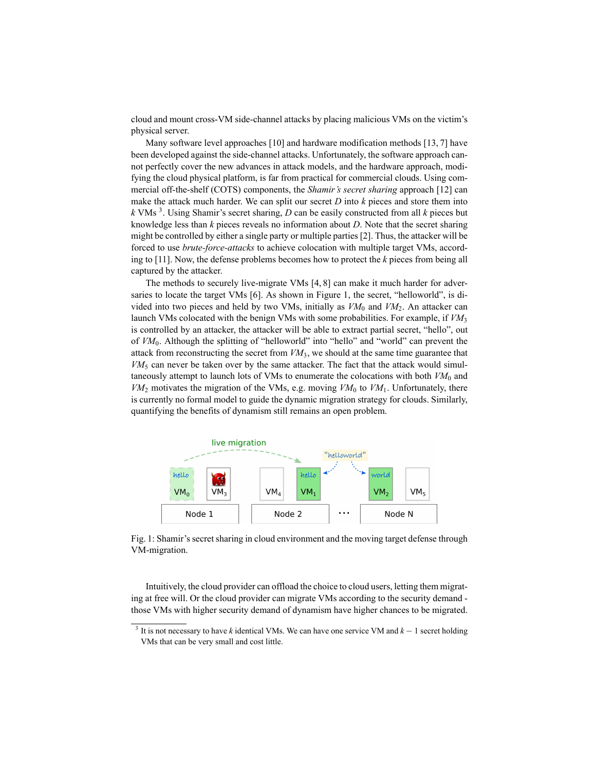cloud and mount cross-VM side-channel attacks by placing malicious VMs on the victim's physical server.

Many software level approaches [10] and hardware modification methods [13, 7] have been developed against the side-channel attacks. Unfortunately, the software approach cannot perfectly cover the new advances in attack models, and the hardware approach, modifying the cloud physical platform, is far from practical for commercial clouds. Using commercial off-the-shelf (COTS) components, the *Shamir's secret sharing* approach [12] can make the attack much harder. We can split our secret $D$ into $k$ pieces and store them into $k$ VMs [3]. Using Shamir's secret sharing, $D$ can be easily constructed from all $k$ pieces but knowledge less than $k$ pieces reveals no information about $D$. Note that the secret sharing might be controlled by either a single party or multiple parties [2]. Thus, the attacker will be forced to use *brute-force-attacks* to achieve colocation with multiple target VMs, according to [11]. Now, the defense problems becomes how to protect the $k$ pieces from being all captured by the attacker.

The methods to securely live-migrate VMs [4, 8] can make it much harder for adversaries to locate the target VMs [6]. As shown in Figure 1, the secret, "helloworld", is divided into two pieces and held by two VMs, initially as $VM_0$ and $VM_2$. An attacker can launch VMs colocated with the benign VMs with some probabilities. For example, if $VM_3$ is controlled by an attacker, the attacker will be able to extract partial secret, "hello", out of $VM_0$. Although the splitting of "helloworld" into "hello" and "world" can prevent the attack from reconstructing the secret from $VM_3$, we should at the same time guarantee that $VM_5$ can never be taken over by the same attacker. The fact that the attack would simultaneously attempt to launch lots of VMs to enumerate the colocations with both $VM_0$ and $VM_2$ motivates the migration of the VMs, e.g. moving $VM_0$ to $VM_1$. Unfortunately, there is currently no formal model to guide the dynamic migration strategy for clouds. Similarly, quantifying the benefits of dynamism still remains an open problem.

Fig. 1: Shamir's secret sharing in cloud environment and the moving target defense through VM-migration.

Intuitively, the cloud provider can offload the choice to cloud users, letting them migrating at free will. Or the cloud provider can migrate VMs according to the security demand - those VMs with higher security demand of dynamism have higher chances to be migrated.

[3] It is not necessary to have $k$ identical VMs. We can have one service VM and $k-1$ secret holding VMs that can be very small and cost little.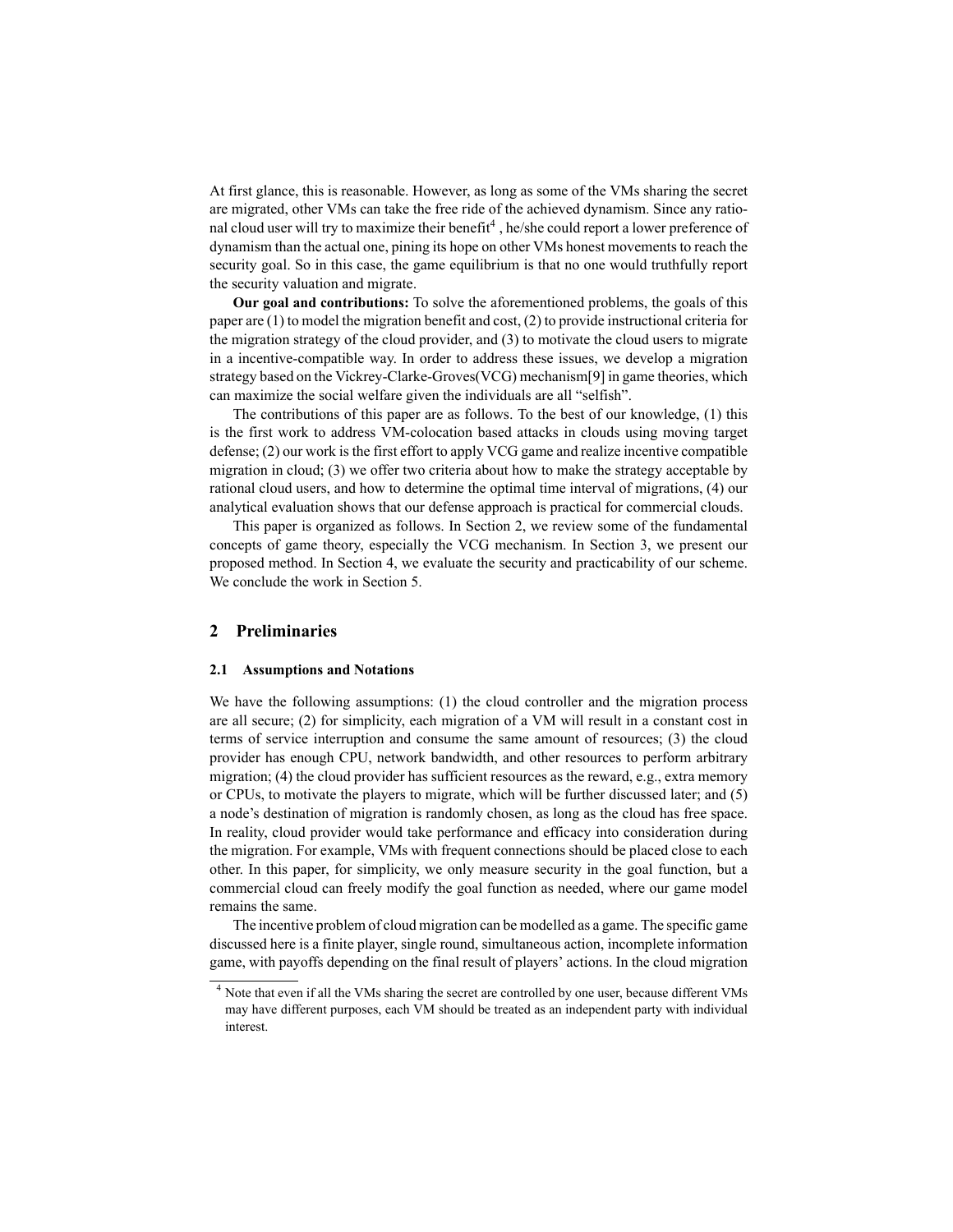At first glance, this is reasonable. However, as long as some of the VMs sharing the secret are migrated, other VMs can take the free ride of the achieved dynamism. Since any rational cloud user will try to maximize their benefit[4] , he/she could report a lower preference of dynamism than the actual one, pining its hope on other VMs honest movements to reach the security goal. So in this case, the game equilibrium is that no one would truthfully report the security valuation and migrate.

**Our goal and contributions:** To solve the aforementioned problems, the goals of this paper are (1) to model the migration benefit and cost, (2) to provide instructional criteria for the migration strategy of the cloud provider, and (3) to motivate the cloud users to migrate in a incentive-compatible way. In order to address these issues, we develop a migration strategy based on the Vickrey-Clarke-Groves(VCG) mechanism[9] in game theories, which can maximize the social welfare given the individuals are all "selfish".

The contributions of this paper are as follows. To the best of our knowledge, (1) this is the first work to address VM-colocation based attacks in clouds using moving target defense; (2) our work is the first effort to apply VCG game and realize incentive compatible migration in cloud; (3) we offer two criteria about how to make the strategy acceptable by rational cloud users, and how to determine the optimal time interval of migrations, (4) our analytical evaluation shows that our defense approach is practical for commercial clouds.

This paper is organized as follows. In Section 2, we review some of the fundamental concepts of game theory, especially the VCG mechanism. In Section 3, we present our proposed method. In Section 4, we evaluate the security and practicability of our scheme. We conclude the work in Section 5.

## 2 Preliminaries

### 2.1 Assumptions and Notations

We have the following assumptions: (1) the cloud controller and the migration process are all secure; (2) for simplicity, each migration of a VM will result in a constant cost in terms of service interruption and consume the same amount of resources; (3) the cloud provider has enough CPU, network bandwidth, and other resources to perform arbitrary migration; (4) the cloud provider has sufficient resources as the reward, e.g., extra memory or CPUs, to motivate the players to migrate, which will be further discussed later; and (5) a node's destination of migration is randomly chosen, as long as the cloud has free space. In reality, cloud provider would take performance and efficacy into consideration during the migration. For example, VMs with frequent connections should be placed close to each other. In this paper, for simplicity, we only measure security in the goal function, but a commercial cloud can freely modify the goal function as needed, where our game model remains the same.

The incentive problem of cloud migration can be modelled as a game. The specific game discussed here is a finite player, single round, simultaneous action, incomplete information game, with payoffs depending on the final result of players' actions. In the cloud migration

[4] Note that even if all the VMs sharing the secret are controlled by one user, because different VMs may have different purposes, each VM should be treated as an independent party with individual interest.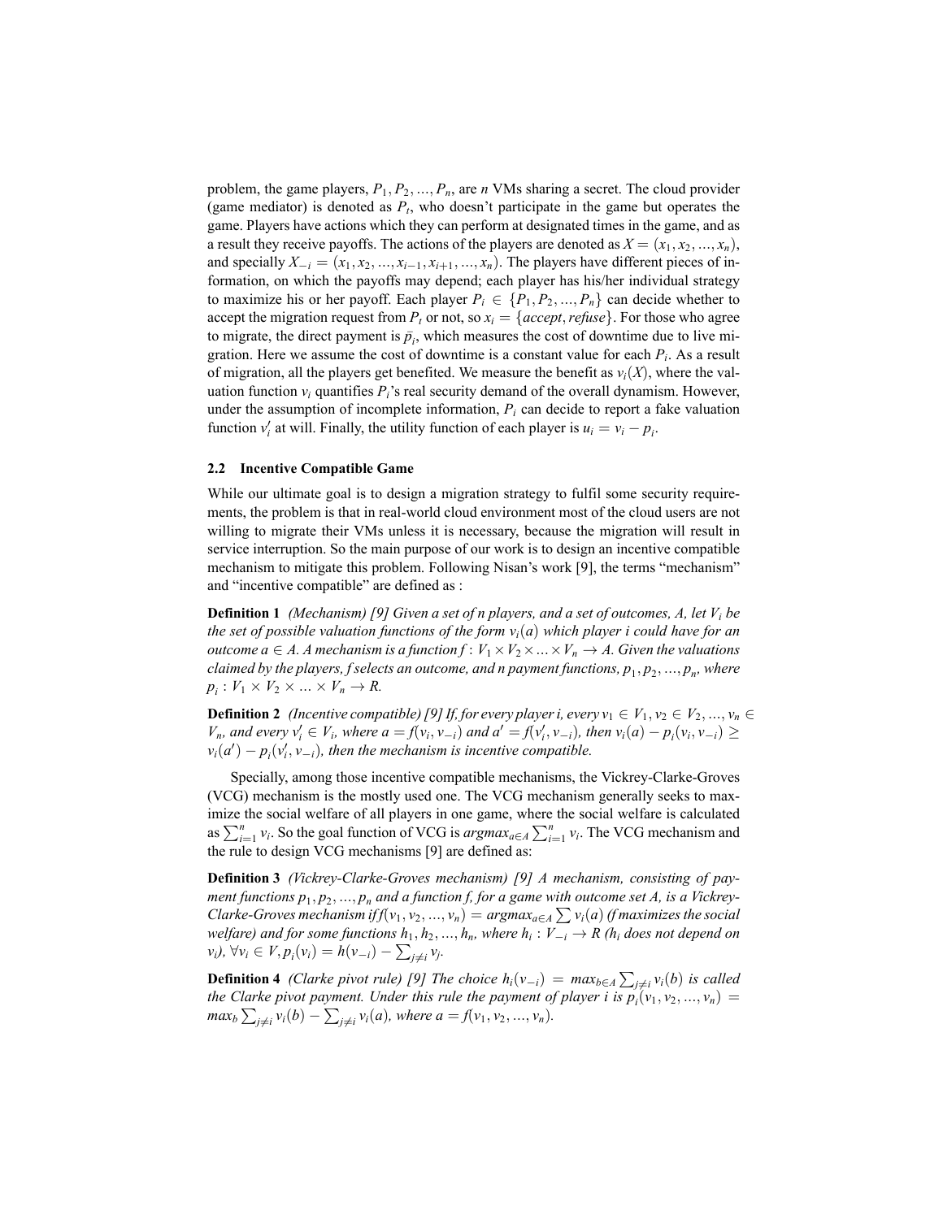problem, the game players, $P_1, P_2, ..., P_n$, are $n$ VMs sharing a secret. The cloud provider (game mediator) is denoted as $P_t$, who doesn't participate in the game but operates the game. Players have actions which they can perform at designated times in the game, and as a result they receive payoffs. The actions of the players are denoted as $X = (x_1, x_2, ..., x_n)$, and specially $X_{-i} = (x_1, x_2, ..., x_{i-1}, x_{i+1}, ..., x_n)$. The players have different pieces of information, on which the payoffs may depend; each player has his/her individual strategy to maximize his or her payoff. Each player $P_i \in \{P_1, P_2, ..., P_n\}$ can decide whether to accept the migration request from $P_t$ or not, so $x_i = \{accept, refuse\}$. For those who agree to migrate, the direct payment is $\bar{p_i}$, which measures the cost of downtime due to live migration. Here we assume the cost of downtime is a constant value for each $P_i$. As a result of migration, all the players get benefited. We measure the benefit as $v_i(X)$, where the valuation function $v_i$ quantifies $P_i$'s real security demand of the overall dynamism. However, under the assumption of incomplete information, $P_i$ can decide to report a fake valuation function $v_i'$ at will. Finally, the utility function of each player is $u_i = v_i - p_i$.

### 2.2 Incentive Compatible Game

While our ultimate goal is to design a migration strategy to fulfil some security requirements, the problem is that in real-world cloud environment most of the cloud users are not willing to migrate their VMs unless it is necessary, because the migration will result in service interruption. So the main purpose of our work is to design an incentive compatible mechanism to mitigate this problem. Following Nisan's work [9], the terms "mechanism" and "incentive compatible" are defined as :

**Definition 1** *(Mechanism) [9] Given a set of n players, and a set of outcomes, A, let $V_i$ be the set of possible valuation functions of the form $v_i(a)$ which player i could have for an outcome $a \in A$. A mechanism is a function $f : V_1 \times V_2 \times ... \times V_n \rightarrow A$. Given the valuations claimed by the players, f selects an outcome, and n payment functions, $p_1, p_2, ..., p_n$, where $p_i : V_1 \times V_2 \times ... \times V_n \rightarrow R$.*

**Definition 2** *(Incentive compatible) [9] If, for every player i, every $v_1 \in V_1, v_2 \in V_2, ..., v_n \in V_n$, and every $v_i' \in V_i$, where $a = f(v_i, v_{-i})$ and $a' = f(v_i', v_{-i})$, then $v_i(a) - p_i(v_i, v_{-i}) \geq v_i(a') - p_i(v_i', v_{-i})$, then the mechanism is incentive compatible.*

Specially, among those incentive compatible mechanisms, the Vickrey-Clarke-Groves (VCG) mechanism is the mostly used one. The VCG mechanism generally seeks to maximize the social welfare of all players in one game, where the social welfare is calculated as $\sum_{i=1}^{n} v_i$. So the goal function of VCG is $argmax_{a \in A} \sum_{i=1}^{n} v_i$. The VCG mechanism and the rule to design VCG mechanisms [9] are defined as:

**Definition 3** *(Vickrey-Clarke-Groves mechanism) [9] A mechanism, consisting of payment functions $p_1, p_2, ..., p_n$ and a function f, for a game with outcome set A, is a Vickrey-Clarke-Groves mechanism if $f(v_1, v_2, ..., v_n) = argmax_{a \in A} \sum v_i(a)$ (f maximizes the social welfare) and for some functions $h_1, h_2, ..., h_n$, where $h_i : V_{-i} \rightarrow R$ ($h_i$ does not depend on $v_i$), $\forall v_i \in V, p_i(v_i) = h(v_{-i}) - \sum_{j \neq i} v_j$.*

**Definition 4** *(Clarke pivot rule) [9] The choice $h_i(v_{-i}) = max_{b \in A} \sum_{j \neq i} v_i(b)$ is called the Clarke pivot payment. Under this rule the payment of player i is $p_i(v_1, v_2, ..., v_n) = max_b \sum_{j \neq i} v_i(b) - \sum_{j \neq i} v_i(a)$, where $a = f(v_1, v_2, ..., v_n)$.*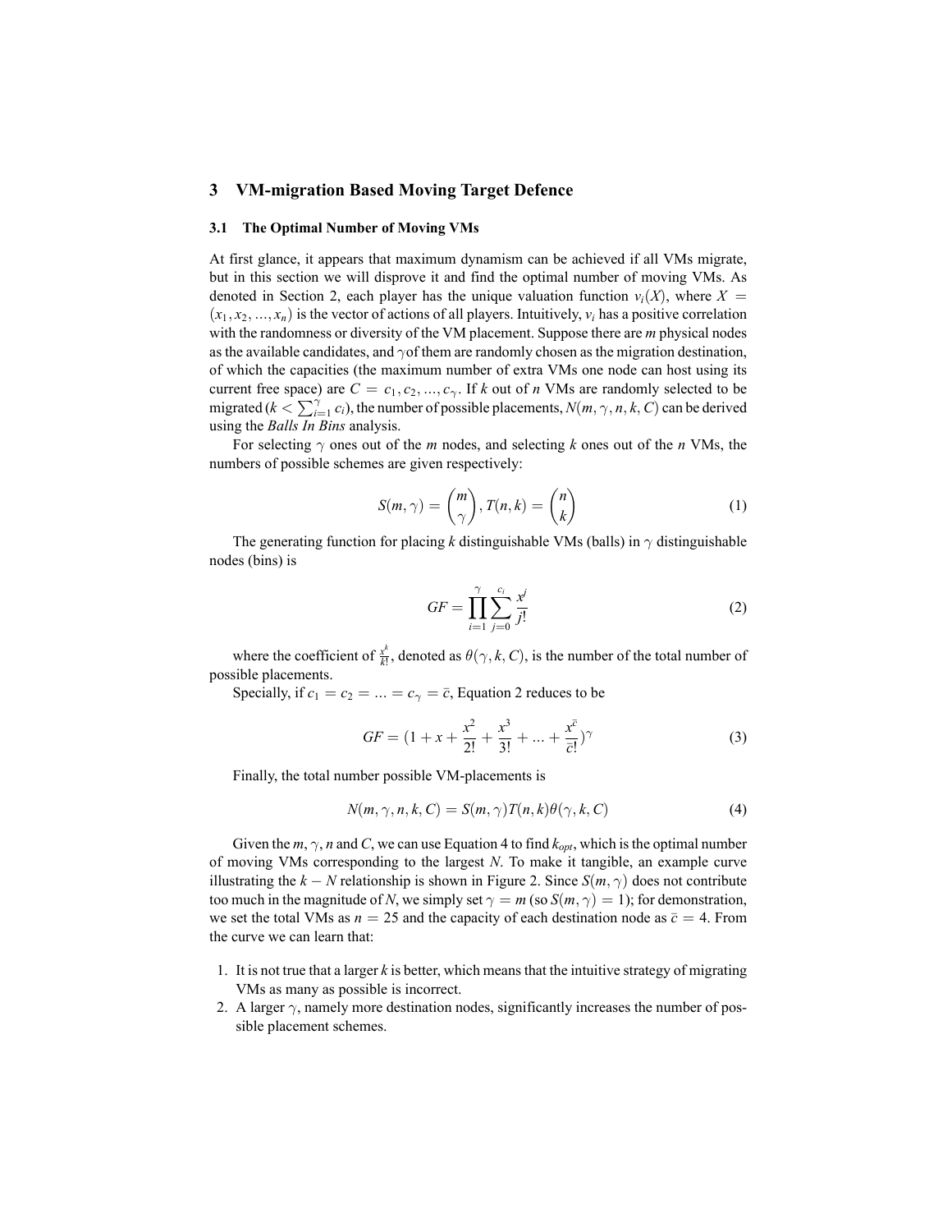## 3 VM-migration Based Moving Target Defence

### 3.1 The Optimal Number of Moving VMs

At first glance, it appears that maximum dynamism can be achieved if all VMs migrate, but in this section we will disprove it and find the optimal number of moving VMs. As denoted in Section 2, each player has the unique valuation function $v_i(X)$, where $X = (x_1, x_2, ..., x_n)$ is the vector of actions of all players. Intuitively, $v_i$ has a positive correlation with the randomness or diversity of the VM placement. Suppose there are *m* physical nodes as the available candidates, and $\gamma$ of them are randomly chosen as the migration destination, of which the capacities (the maximum number of extra VMs one node can host using its current free space) are $C = c_1, c_2, ..., c_\gamma$. If *k* out of *n* VMs are randomly selected to be migrated ($k < \sum_{i=1}^{\gamma} c_i$), the number of possible placements, $N(m, \gamma, n, k, C)$ can be derived using the *Balls In Bins* analysis.

For selecting $\gamma$ ones out of the *m* nodes, and selecting *k* ones out of the *n* VMs, the numbers of possible schemes are given respectively:

$$S(m, \gamma) = \binom{m}{\gamma}, T(n, k) = \binom{n}{k} \tag{1}$$

The generating function for placing *k* distinguishable VMs (balls) in $\gamma$ distinguishable nodes (bins) is

$$GF = \prod_{i=1}^{\gamma} \sum_{j=0}^{c_i} \frac{x^j}{j!} \tag{2}$$

where the coefficient of $\frac{x^k}{k!}$, denoted as $\theta(\gamma, k, C)$, is the number of the total number of possible placements.

Specially, if $c_1 = c_2 = ... = c_\gamma = \bar{c}$, Equation 2 reduces to be

$$GF = (1 + x + \frac{x^2}{2!} + \frac{x^3}{3!} + ... + \frac{x^{\bar{c}}}{\bar{c}!})^\gamma \tag{3}$$

Finally, the total number possible VM-placements is

$$N(m, \gamma, n, k, C) = S(m, \gamma)T(n, k)\theta(\gamma, k, C) \tag{4}$$

Given the $m, \gamma, n$ and $C$, we can use Equation 4 to find $k_{opt}$, which is the optimal number of moving VMs corresponding to the largest *N*. To make it tangible, an example curve illustrating the $k - N$ relationship is shown in Figure 2. Since $S(m, \gamma)$ does not contribute too much in the magnitude of *N*, we simply set $\gamma = m$ (so $S(m, \gamma) = 1$); for demonstration, we set the total VMs as $n = 25$ and the capacity of each destination node as $\bar{c} = 4$. From the curve we can learn that:

1. It is not true that a larger *k* is better, which means that the intuitive strategy of migrating VMs as many as possible is incorrect.
2. A larger $\gamma$, namely more destination nodes, significantly increases the number of possible placement schemes.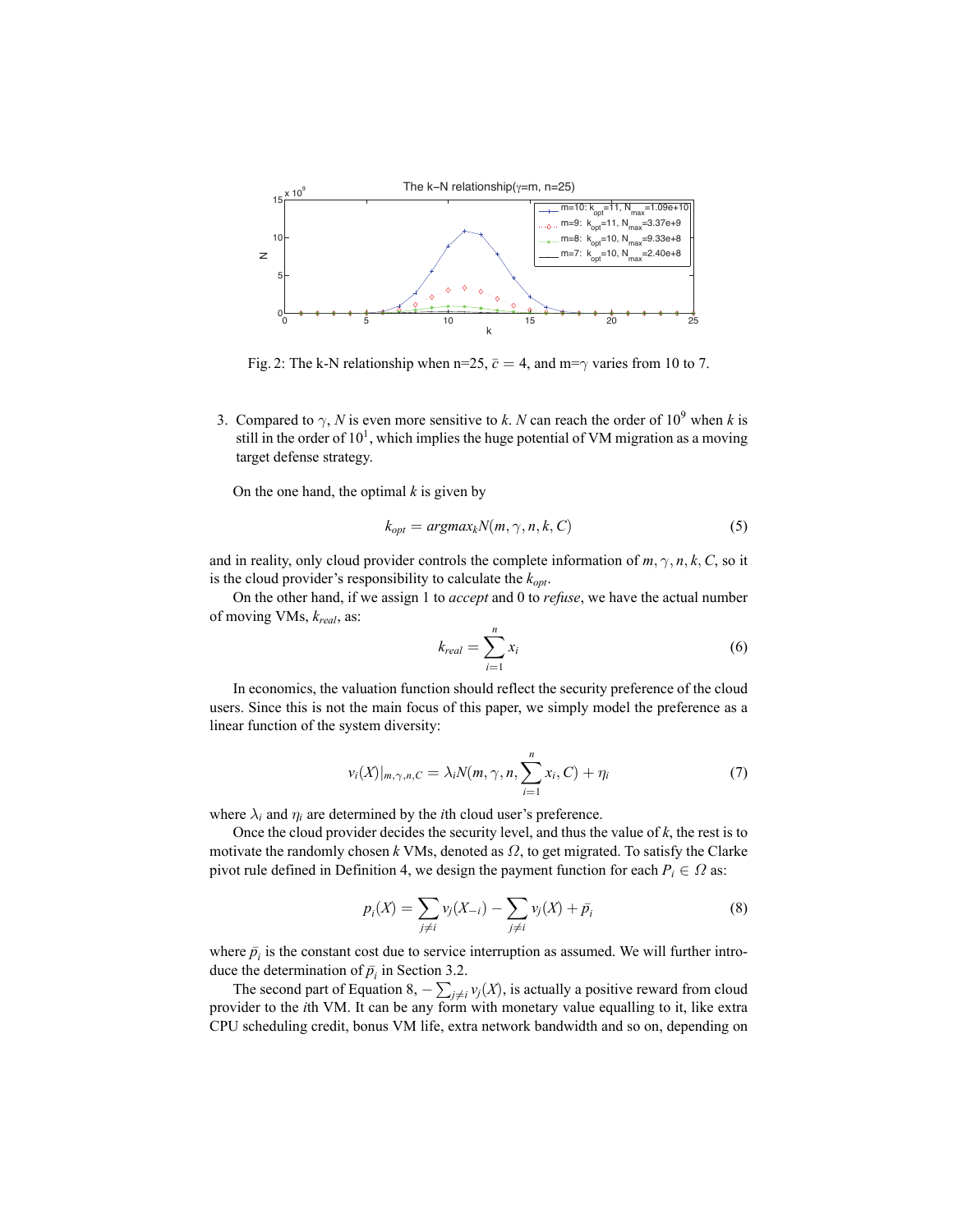Fig. 2: The k-N relationship when n=25, $\bar{c}=4$, and m=$\gamma$ varies from 10 to 7.

3. Compared to $\gamma$, $N$ is even more sensitive to $k$. $N$ can reach the order of $10^9$ when $k$ is still in the order of $10^1$, which implies the huge potential of VM migration as a moving target defense strategy.

On the one hand, the optimal $k$ is given by

$$k_{opt} = argmax_k N(m, \gamma, n, k, C) \tag{5}$$

and in reality, only cloud provider controls the complete information of $m, \gamma, n, k, C$, so it is the cloud provider's responsibility to calculate the $k_{opt}$.

On the other hand, if we assign 1 to *accept* and 0 to *refuse*, we have the actual number of moving VMs, $k_{real}$, as:

$$k_{real} = \sum_{i=1}^{n} x_i \tag{6}$$

In economics, the valuation function should reflect the security preference of the cloud users. Since this is not the main focus of this paper, we simply model the preference as a linear function of the system diversity:

$$v_i(X)|_{m,\gamma,n,C} = \lambda_i N(m, \gamma, n, \sum_{i=1}^{n} x_i, C) + \eta_i \tag{7}$$

where $\lambda_i$ and $\eta_i$ are determined by the $i$th cloud user's preference.

Once the cloud provider decides the security level, and thus the value of $k$, the rest is to motivate the randomly chosen $k$ VMs, denoted as $\Omega$, to get migrated. To satisfy the Clarke pivot rule defined in Definition 4, we design the payment function for each $P_i \in \Omega$ as:

$$p_i(X) = \sum_{j \neq i} v_j(X_{-i}) - \sum_{j \neq i} v_j(X) + \bar{p}_i \tag{8}$$

where $\bar{p}_i$ is the constant cost due to service interruption as assumed. We will further introduce the determination of $\bar{p}_i$ in Section 3.2.

The second part of Equation 8, $-\sum_{j \neq i} v_j(X)$, is actually a positive reward from cloud provider to the $i$th VM. It can be any form with monetary value equalling to it, like extra CPU scheduling credit, bonus VM life, extra network bandwidth and so on, depending on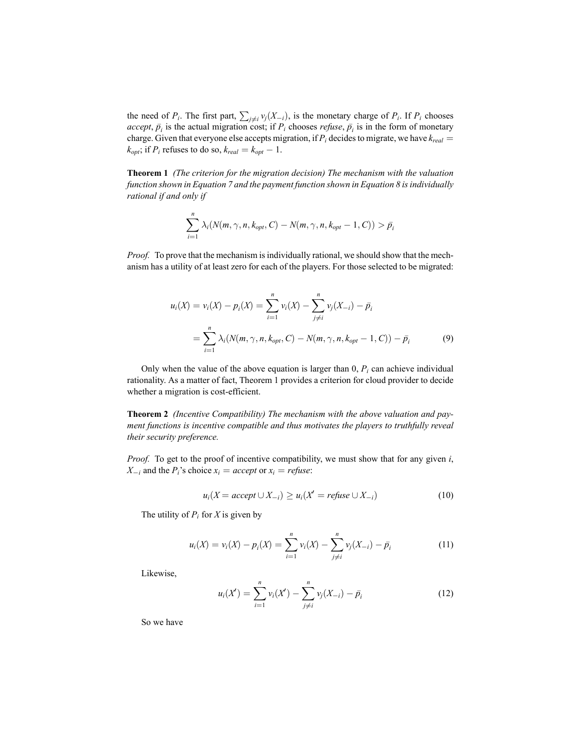the need of $P_i$. The first part, $\sum_{j \neq i} v_j(X_{-i})$, is the monetary charge of $P_i$. If $P_i$ chooses *accept*, $\bar{p}_i$ is the actual migration cost; if $P_i$ chooses *refuse*, $\bar{p}_i$ is in the form of monetary charge. Given that everyone else accepts migration, if $P_i$ decides to migrate, we have $k_{real} = k_{opt}$; if $P_i$ refuses to do so, $k_{real} = k_{opt} - 1$.

**Theorem 1** *(The criterion for the migration decision) The mechanism with the valuation function shown in Equation 7 and the payment function shown in Equation 8 is individually rational if and only if*

$$\sum_{i=1}^{n} \lambda_i (N(m, \gamma, n, k_{opt}, C) - N(m, \gamma, n, k_{opt} - 1, C)) > \bar{p}_i$$

*Proof.* To prove that the mechanism is individually rational, we should show that the mechanism has a utility of at least zero for each of the players. For those selected to be migrated:

$$\begin{aligned} u_i(X) = v_i(X) - p_i(X) &= \sum_{i=1}^{n} v_i(X) - \sum_{j \neq i}^{n} v_j(X_{-i}) - \bar{p}_i \\ &= \sum_{i=1}^{n} \lambda_i (N(m, \gamma, n, k_{opt}, C) - N(m, \gamma, n, k_{opt} - 1, C)) - \bar{p}_i \end{aligned} \tag{9}$$

Only when the value of the above equation is larger than 0, $P_i$ can achieve individual rationality. As a matter of fact, Theorem 1 provides a criterion for cloud provider to decide whether a migration is cost-efficient.

**Theorem 2** *(Incentive Compatibility) The mechanism with the above valuation and payment functions is incentive compatible and thus motivates the players to truthfully reveal their security preference.*

*Proof.* To get to the proof of incentive compatibility, we must show that for any given $i$, $X_{-i}$ and the $P_i$'s choice $x_i = accept$ or $x_i = refuse$:

$$u_i(X = accept \cup X_{-i}) \geq u_i(X' = refuse \cup X_{-i}) \tag{10}$$

The utility of $P_i$ for $X$ is given by

$$u_i(X) = v_i(X) - p_i(X) = \sum_{i=1}^{n} v_i(X) - \sum_{j \neq i}^{n} v_j(X_{-i}) - \bar{p}_i \tag{11}$$

Likewise,

$$u_i(X') = \sum_{i=1}^{n} v_i(X') - \sum_{j \neq i}^{n} v_j(X_{-i}) - \bar{p}_i \tag{12}$$

So we have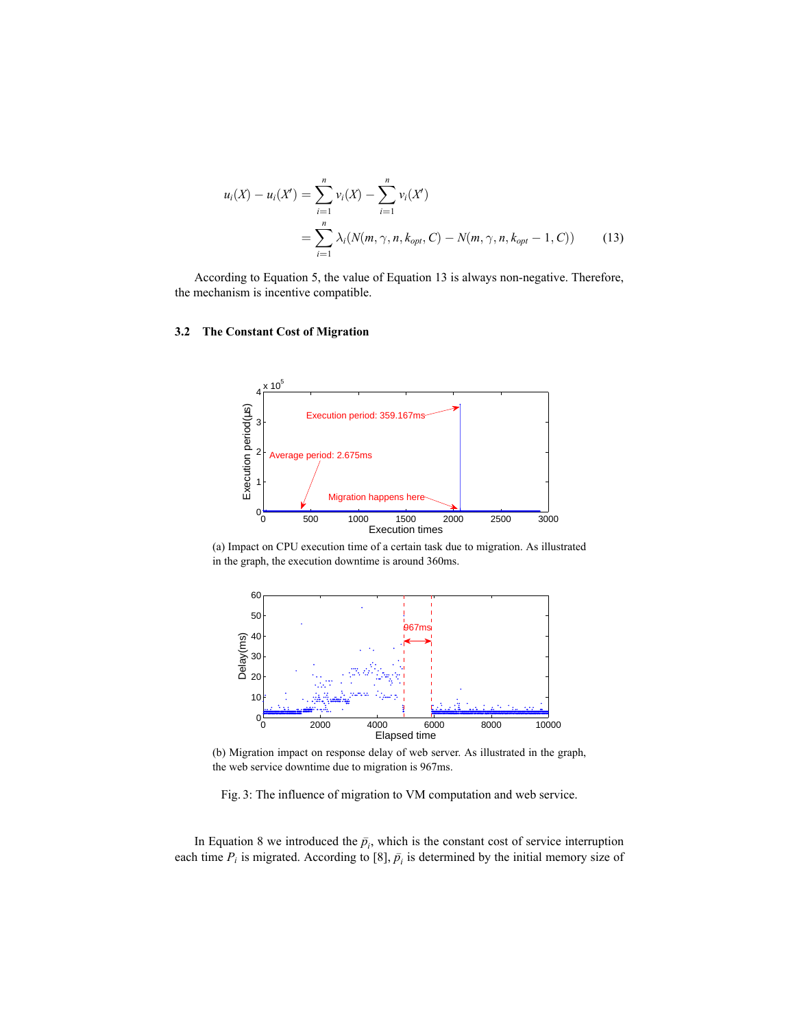$$u_i(X) - u_i(X') = \sum_{i=1}^{n} v_i(X) - \sum_{i=1}^{n} v_i(X')$$
$$= \sum_{i=1}^{n} \lambda_i (N(m, \gamma, n, k_{opt}, C) - N(m, \gamma, n, k_{opt} - 1, C)) \quad (13)$$

According to Equation 5, the value of Equation 13 is always non-negative. Therefore, the mechanism is incentive compatible.

### 3.2 The Constant Cost of Migration

(a) Impact on CPU execution time of a certain task due to migration. As illustrated in the graph, the execution downtime is around 360ms.

(b) Migration impact on response delay of web server. As illustrated in the graph, the web service downtime due to migration is 967ms.

Fig. 3: The influence of migration to VM computation and web service.

In Equation 8 we introduced the $\bar{p_i}$, which is the constant cost of service interruption each time $P_i$ is migrated. According to [8], $\bar{p_i}$ is determined by the initial memory size of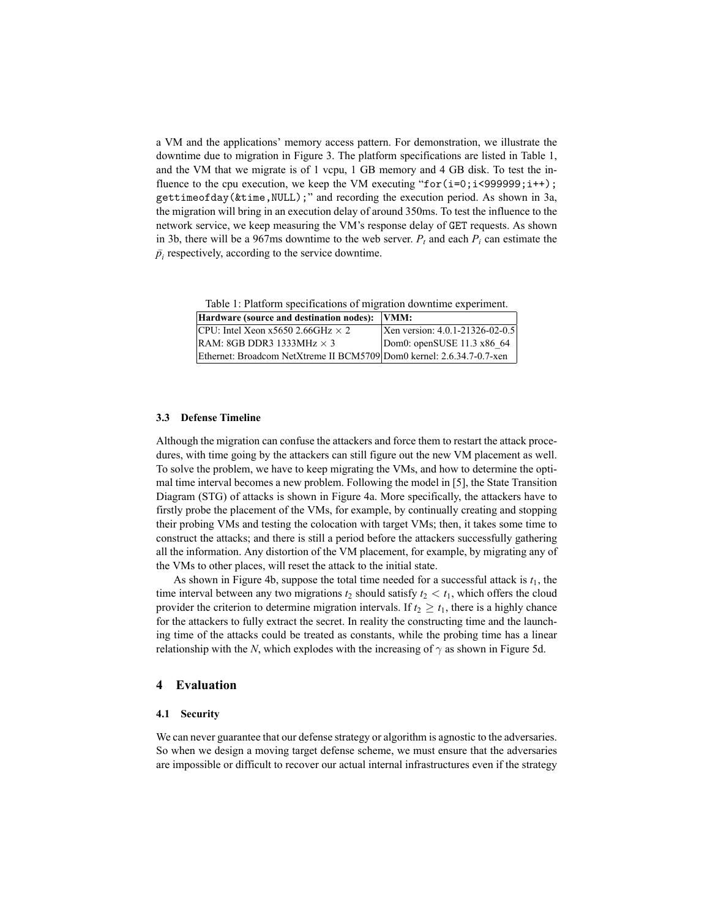a VM and the applications' memory access pattern. For demonstration, we illustrate the downtime due to migration in Figure 3. The platform specifications are listed in Table 1, and the VM that we migrate is of 1 vcpu, 1 GB memory and 4 GB disk. To test the influence to the cpu execution, we keep the VM executing "`for(i=0;i<999999;i++); gettimeofday(&time,NULL);`" and recording the execution period. As shown in 3a, the migration will bring in an execution delay of around 350ms. To test the influence to the network service, we keep measuring the VM's response delay of `GET` requests. As shown in 3b, there will be a 967ms downtime to the web server. $P_t$ and each $P_i$ can estimate the $\bar{p}_i$ respectively, according to the service downtime.

Table 1: Platform specifications of migration downtime experiment.

| Hardware (source and destination nodes): | VMM: |
|---|---|
| CPU: Intel Xeon x5650 2.66GHz $\times$ 2 | Xen version: 4.0.1-21326-02-0.5 |
| RAM: 8GB DDR3 1333MHz $\times$ 3 | Dom0: openSUSE 11.3 x86_64 |
| Ethernet: Broadcom NetXtreme II BCM5709 | Dom0 kernel: 2.6.34.7-0.7-xen |

### 3.3 Defense Timeline

Although the migration can confuse the attackers and force them to restart the attack procedures, with time going by the attackers can still figure out the new VM placement as well. To solve the problem, we have to keep migrating the VMs, and how to determine the optimal time interval becomes a new problem. Following the model in [5], the State Transition Diagram (STG) of attacks is shown in Figure 4a. More specifically, the attackers have to firstly probe the placement of the VMs, for example, by continually creating and stopping their probing VMs and testing the colocation with target VMs; then, it takes some time to construct the attacks; and there is still a period before the attackers successfully gathering all the information. Any distortion of the VM placement, for example, by migrating any of the VMs to other places, will reset the attack to the initial state.

As shown in Figure 4b, suppose the total time needed for a successful attack is $t_1$, the time interval between any two migrations $t_2$ should satisfy $t_2 < t_1$, which offers the cloud provider the criterion to determine migration intervals. If $t_2 \geq t_1$, there is a highly chance for the attackers to fully extract the secret. In reality the constructing time and the launching time of the attacks could be treated as constants, while the probing time has a linear relationship with the $N$, which explodes with the increasing of $\gamma$ as shown in Figure 5d.

## 4 Evaluation

### 4.1 Security

We can never guarantee that our defense strategy or algorithm is agnostic to the adversaries. So when we design a moving target defense scheme, we must ensure that the adversaries are impossible or difficult to recover our actual internal infrastructures even if the strategy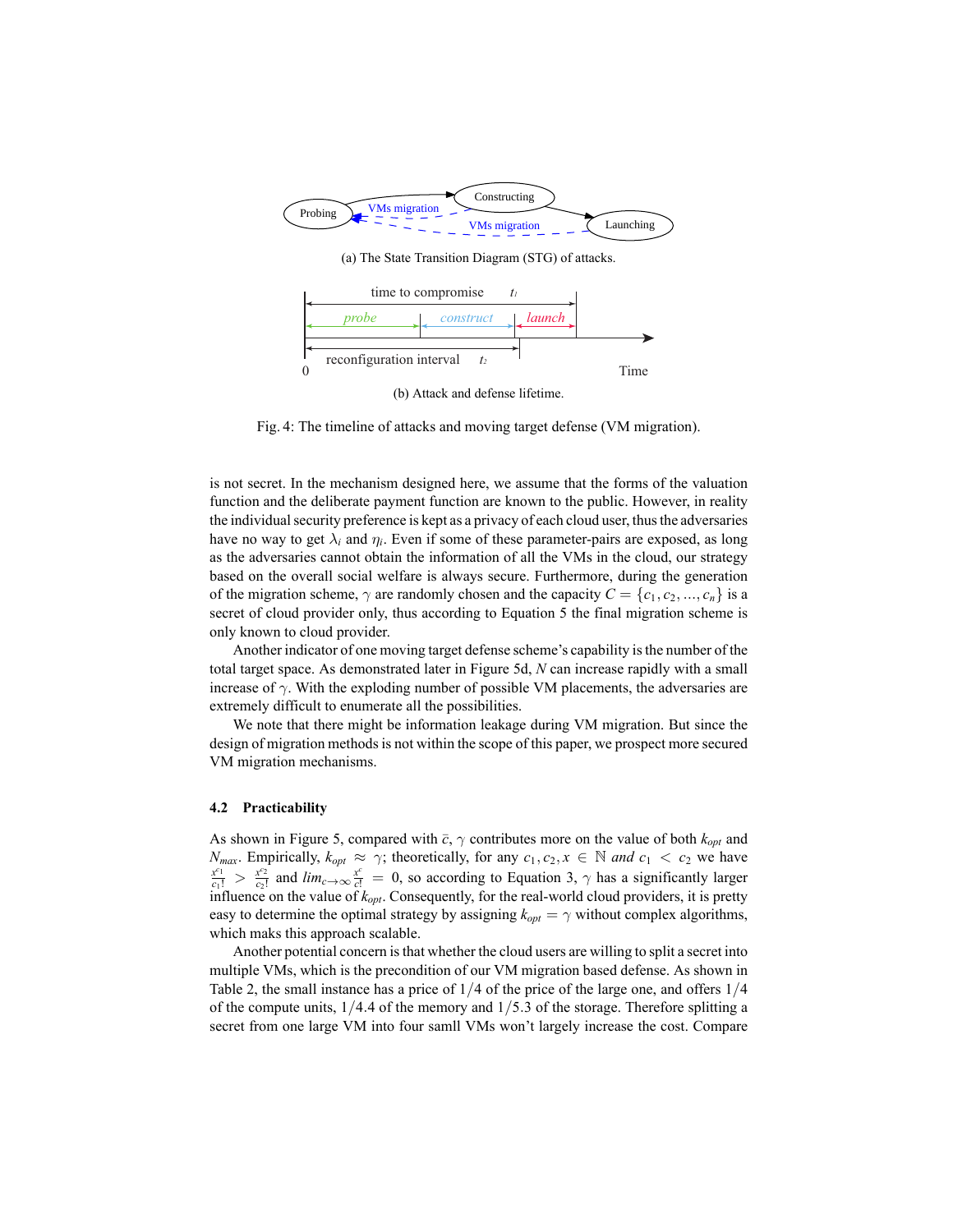(a) The State Transition Diagram (STG) of attacks.

(b) Attack and defense lifetime.

Fig. 4: The timeline of attacks and moving target defense (VM migration).

is not secret. In the mechanism designed here, we assume that the forms of the valuation function and the deliberate payment function are known to the public. However, in reality the individual security preference is kept as a privacy of each cloud user, thus the adversaries have no way to get $\lambda_i$ and $\eta_i$. Even if some of these parameter-pairs are exposed, as long as the adversaries cannot obtain the information of all the VMs in the cloud, our strategy based on the overall social welfare is always secure. Furthermore, during the generation of the migration scheme, $\gamma$ are randomly chosen and the capacity $C = \{c_1, c_2, ..., c_n\}$ is a secret of cloud provider only, thus according to Equation 5 the final migration scheme is only known to cloud provider.

Another indicator of one moving target defense scheme's capability is the number of the total target space. As demonstrated later in Figure 5d, $N$ can increase rapidly with a small increase of $\gamma$. With the exploding number of possible VM placements, the adversaries are extremely difficult to enumerate all the possibilities.

We note that there might be information leakage during VM migration. But since the design of migration methods is not within the scope of this paper, we prospect more secured VM migration mechanisms.

### 4.2 Practicability

As shown in Figure 5, compared with $\bar{c}$, $\gamma$ contributes more on the value of both $k_{opt}$ and $N_{max}$. Empirically, $k_{opt} \approx \gamma$; theoretically, for any $c_1, c_2, x \in \mathbb{N}$ *and* $c_1 < c_2$ we have $\frac{x^{c_1}}{c_1!} > \frac{x^{c_2}}{c_2!}$ and $lim_{c \to \infty} \frac{x^c}{c!} = 0$, so according to Equation 3, $\gamma$ has a significantly larger influence on the value of $k_{opt}$. Consequently, for the real-world cloud providers, it is pretty easy to determine the optimal strategy by assigning $k_{opt} = \gamma$ without complex algorithms, which maks this approach scalable.

Another potential concern is that whether the cloud users are willing to split a secret into multiple VMs, which is the precondition of our VM migration based defense. As shown in Table 2, the small instance has a price of $1/4$ of the price of the large one, and offers $1/4$ of the compute units, $1/4.4$ of the memory and $1/5.3$ of the storage. Therefore splitting a secret from one large VM into four samll VMs won't largely increase the cost. Compare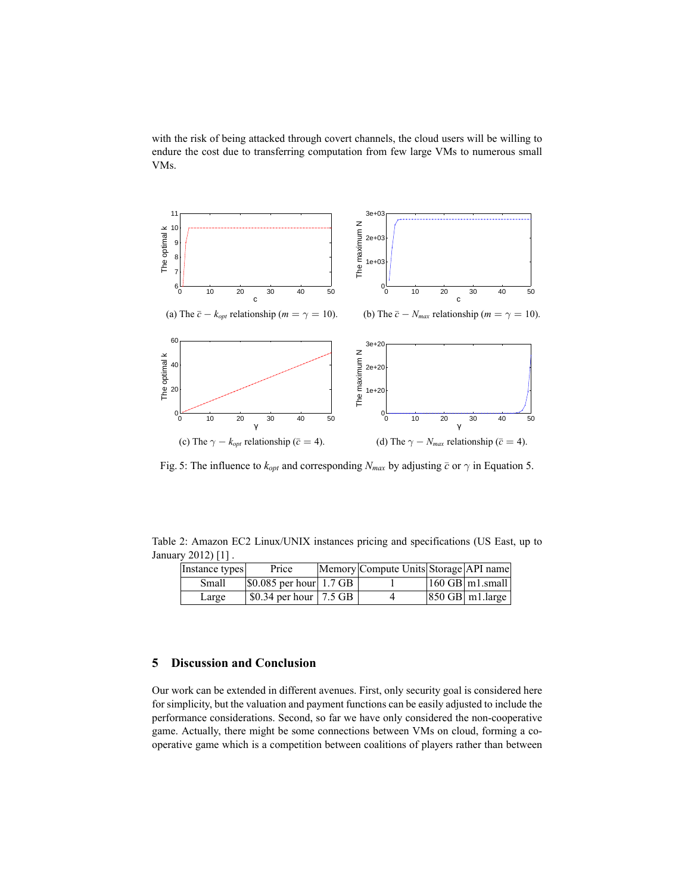with the risk of being attacked through covert channels, the cloud users will be willing to endure the cost due to transferring computation from few large VMs to numerous small VMs.

(a) The $\bar{c} - k_{opt}$ relationship ($m = \gamma = 10$).

(b) The $\bar{c} - N_{max}$ relationship ($m = \gamma = 10$).

(c) The $\gamma - k_{opt}$ relationship ($\bar{c} = 4$).

(d) The $\gamma - N_{max}$ relationship ($\bar{c} = 4$).

Fig. 5: The influence to $k_{opt}$ and corresponding $N_{max}$ by adjusting $\bar{c}$ or $\gamma$ in Equation 5.

Table 2: Amazon EC2 Linux/UNIX instances pricing and specifications (US East, up to January 2012) [1] .

| Instance types | Price | Memory | Compute Units | Storage | API name |
|---|---|---|---|---|---|
| Small | $0.085 per hour | 1.7 GB | 1 | 160 GB | m1.small |
| Large | $0.34 per hour | 7.5 GB | 4 | 850 GB | m1.large |

## 5 Discussion and Conclusion

Our work can be extended in different avenues. First, only security goal is considered here for simplicity, but the valuation and payment functions can be easily adjusted to include the performance considerations. Second, so far we have only considered the non-cooperative game. Actually, there might be some connections between VMs on cloud, forming a co-operative game which is a competition between coalitions of players rather than between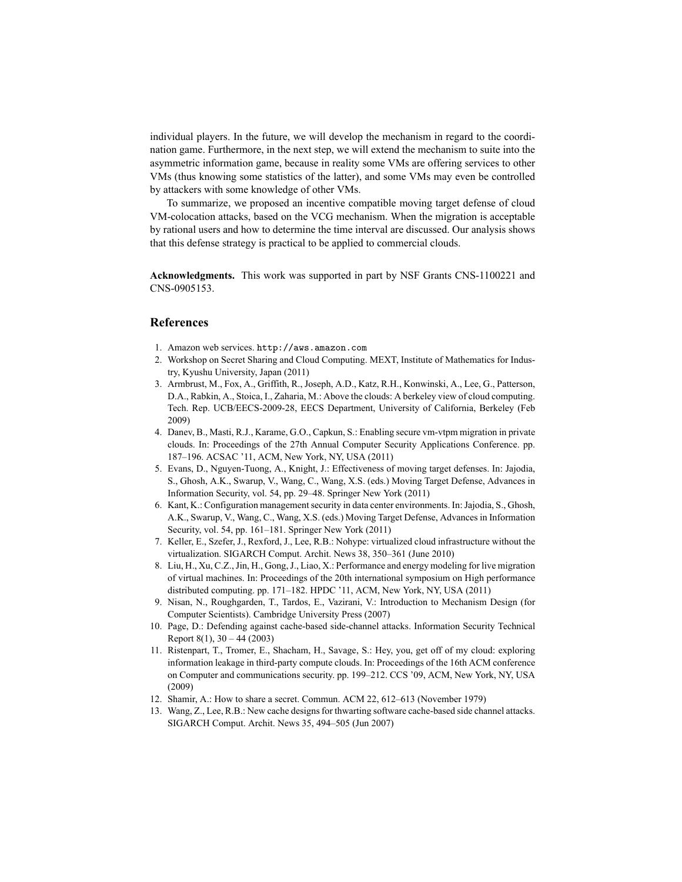individual players. In the future, we will develop the mechanism in regard to the coordination game. Furthermore, in the next step, we will extend the mechanism to suite into the asymmetric information game, because in reality some VMs are offering services to other VMs (thus knowing some statistics of the latter), and some VMs may even be controlled by attackers with some knowledge of other VMs.

To summarize, we proposed an incentive compatible moving target defense of cloud VM-colocation attacks, based on the VCG mechanism. When the migration is acceptable by rational users and how to determine the time interval are discussed. Our analysis shows that this defense strategy is practical to be applied to commercial clouds.

**Acknowledgments.** This work was supported in part by NSF Grants CNS-1100221 and CNS-0905153.

## References

1. Amazon web services. `http://aws.amazon.com`
2. Workshop on Secret Sharing and Cloud Computing. MEXT, Institute of Mathematics for Industry, Kyushu University, Japan (2011)
3. Armbrust, M., Fox, A., Griffith, R., Joseph, A.D., Katz, R.H., Konwinski, A., Lee, G., Patterson, D.A., Rabkin, A., Stoica, I., Zaharia, M.: Above the clouds: A berkeley view of cloud computing. Tech. Rep. UCB/EECS-2009-28, EECS Department, University of California, Berkeley (Feb 2009)
4. Danev, B., Masti, R.J., Karame, G.O., Capkun, S.: Enabling secure vm-vtpm migration in private clouds. In: Proceedings of the 27th Annual Computer Security Applications Conference. pp. 187–196. ACSAC '11, ACM, New York, NY, USA (2011)
5. Evans, D., Nguyen-Tuong, A., Knight, J.: Effectiveness of moving target defenses. In: Jajodia, S., Ghosh, A.K., Swarup, V., Wang, C., Wang, X.S. (eds.) Moving Target Defense, Advances in Information Security, vol. 54, pp. 29–48. Springer New York (2011)
6. Kant, K.: Configuration management security in data center environments. In: Jajodia, S., Ghosh, A.K., Swarup, V., Wang, C., Wang, X.S. (eds.) Moving Target Defense, Advances in Information Security, vol. 54, pp. 161–181. Springer New York (2011)
7. Keller, E., Szefer, J., Rexford, J., Lee, R.B.: Nohype: virtualized cloud infrastructure without the virtualization. SIGARCH Comput. Archit. News 38, 350–361 (June 2010)
8. Liu, H., Xu, C.Z., Jin, H., Gong, J., Liao, X.: Performance and energy modeling for live migration of virtual machines. In: Proceedings of the 20th international symposium on High performance distributed computing. pp. 171–182. HPDC '11, ACM, New York, NY, USA (2011)
9. Nisan, N., Roughgarden, T., Tardos, E., Vazirani, V.: Introduction to Mechanism Design (for Computer Scientists). Cambridge University Press (2007)
10. Page, D.: Defending against cache-based side-channel attacks. Information Security Technical Report 8(1), 30 – 44 (2003)
11. Ristenpart, T., Tromer, E., Shacham, H., Savage, S.: Hey, you, get off of my cloud: exploring information leakage in third-party compute clouds. In: Proceedings of the 16th ACM conference on Computer and communications security. pp. 199–212. CCS '09, ACM, New York, NY, USA (2009)
12. Shamir, A.: How to share a secret. Commun. ACM 22, 612–613 (November 1979)
13. Wang, Z., Lee, R.B.: New cache designs for thwarting software cache-based side channel attacks. SIGARCH Comput. Archit. News 35, 494–505 (Jun 2007)